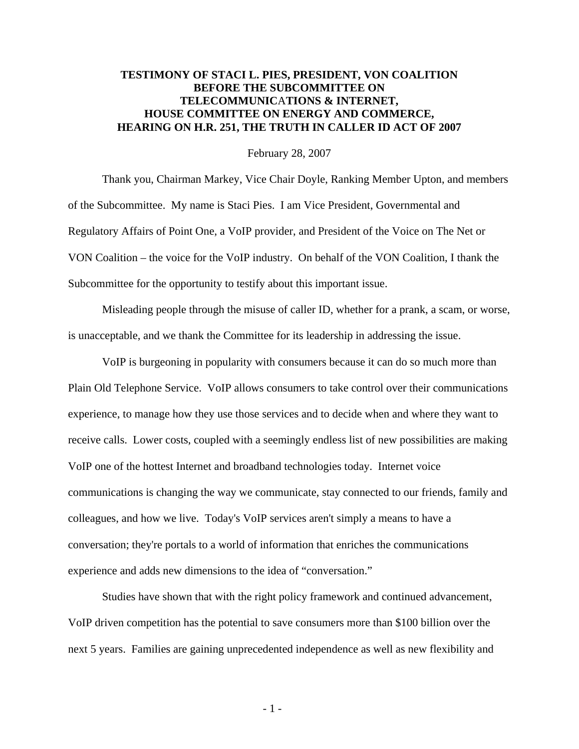# TESTIMONY OF STACI L. PIES, PRESIDENT, VON COALITION BEFORE THE SUBCOMMITTEE ON TELECOMMUNICATIONS & INTERNET, HOUSE COMMITTEE ON ENERGY AND COMMERCE, HEARING ON H.R. 251, THE TRUTH IN CALLER ID ACT OF 2007

February 28, 2007

Thank you, Chairman Markey, Vice Chair Doyle, Ranking Member Upton, and members of the Subcommittee. My name is Staci Pies. I am Vice President, Governmental and Regulatory Affairs of Point One, a VoIP provider, and President of the Voice on The Net or VON Coalition – the voice for the VoIP industry. On behalf of the VON Coalition, I thank the Subcommittee for the opportunity to testify about this important issue.

Misleading people through the misuse of caller ID, whether for a prank, a scam, or worse, is unacceptable, and we thank the Committee for its leadership in addressing the issue.

VoIP is burgeoning in popularity with consumers because it can do so much more than Plain Old Telephone Service. VoIP allows consumers to take control over their communications experience, to manage how they use those services and to decide when and where they want to receive calls. Lower costs, coupled with a seemingly endless list of new possibilities are making VoIP one of the hottest Internet and broadband technologies today. Internet voice communications is changing the way we communicate, stay connected to our friends, family and colleagues, and how we live. Today's VoIP services aren't simply a means to have a conversation; they're portals to a world of information that enriches the communications experience and adds new dimensions to the idea of "conversation."

Studies have shown that with the right policy framework and continued advancement, VoIP driven competition has the potential to save consumers more than $100 billion over the next 5 years. Families are gaining unprecedented independence as well as new flexibility and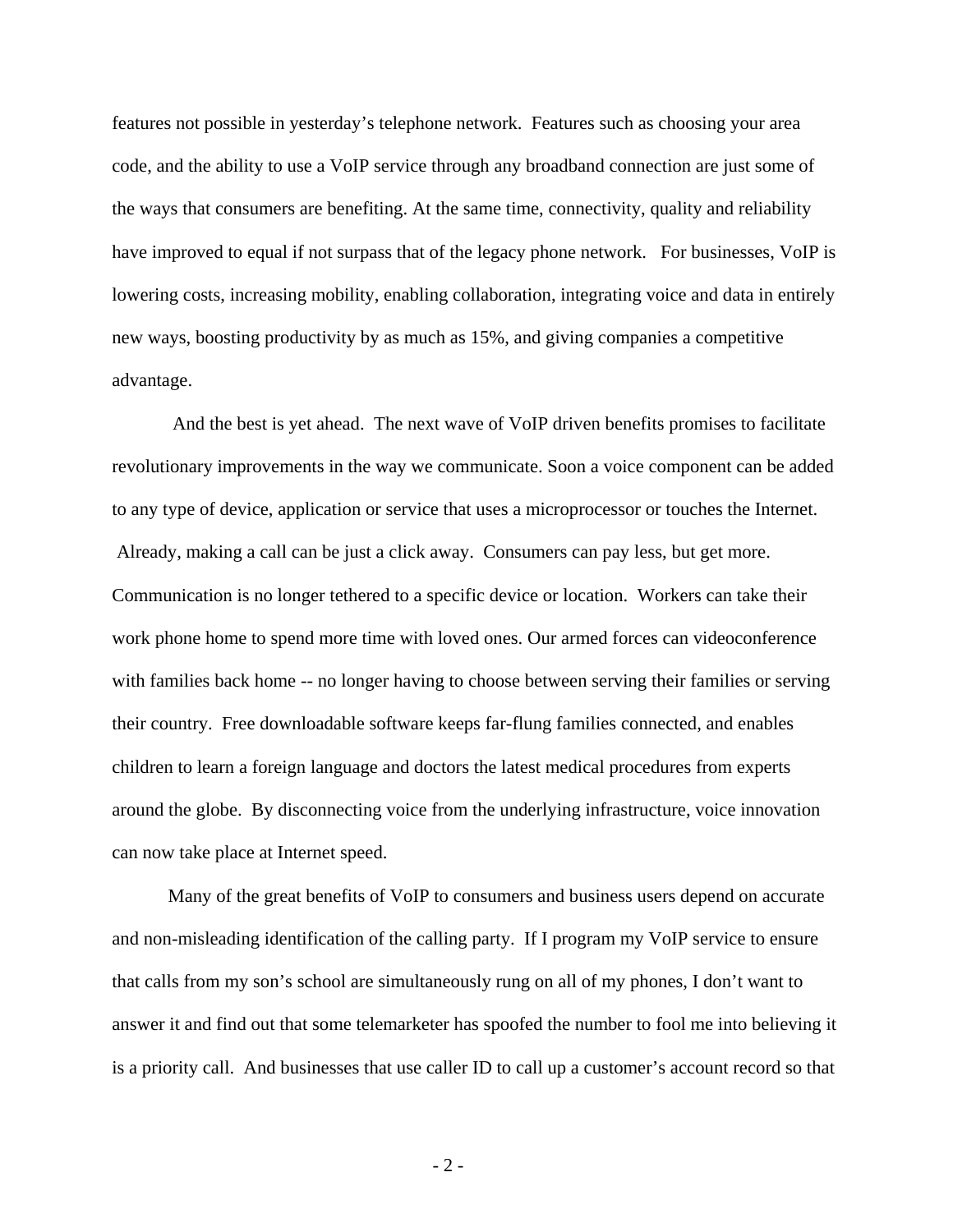features not possible in yesterday's telephone network. Features such as choosing your area code, and the ability to use a VoIP service through any broadband connection are just some of the ways that consumers are benefiting. At the same time, connectivity, quality and reliability have improved to equal if not surpass that of the legacy phone network. For businesses, VoIP is lowering costs, increasing mobility, enabling collaboration, integrating voice and data in entirely new ways, boosting productivity by as much as 15%, and giving companies a competitive advantage.

And the best is yet ahead. The next wave of VoIP driven benefits promises to facilitate revolutionary improvements in the way we communicate. Soon a voice component can be added to any type of device, application or service that uses a microprocessor or touches the Internet. Already, making a call can be just a click away. Consumers can pay less, but get more. Communication is no longer tethered to a specific device or location. Workers can take their work phone home to spend more time with loved ones. Our armed forces can videoconference with families back home -- no longer having to choose between serving their families or serving their country. Free downloadable software keeps far-flung families connected, and enables children to learn a foreign language and doctors the latest medical procedures from experts around the globe. By disconnecting voice from the underlying infrastructure, voice innovation can now take place at Internet speed.

Many of the great benefits of VoIP to consumers and business users depend on accurate and non-misleading identification of the calling party. If I program my VoIP service to ensure that calls from my son's school are simultaneously rung on all of my phones, I don't want to answer it and find out that some telemarketer has spoofed the number to fool me into believing it is a priority call. And businesses that use caller ID to call up a customer's account record so that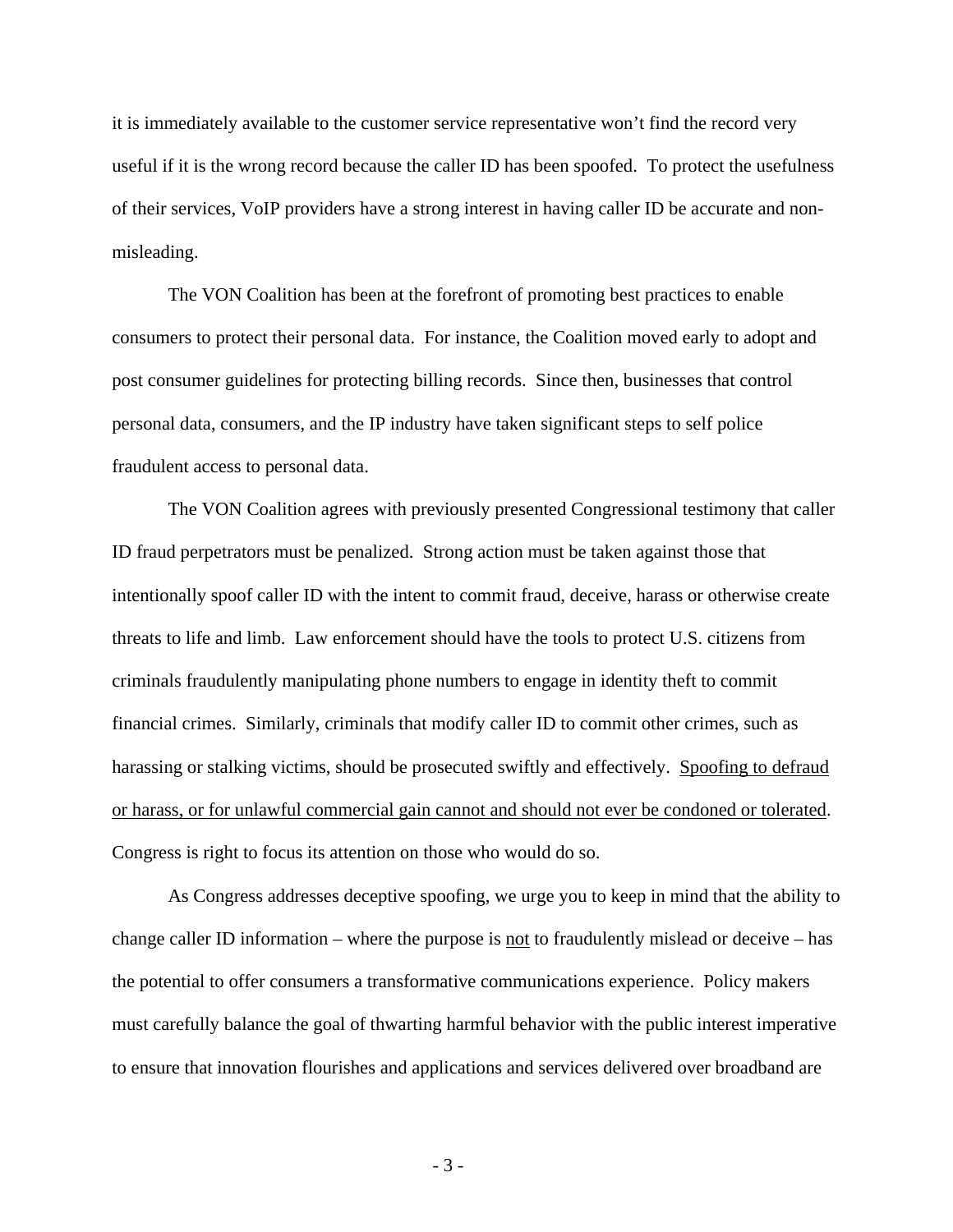it is immediately available to the customer service representative won't find the record very useful if it is the wrong record because the caller ID has been spoofed. To protect the usefulness of their services, VoIP providers have a strong interest in having caller ID be accurate and non-misleading.

The VON Coalition has been at the forefront of promoting best practices to enable consumers to protect their personal data. For instance, the Coalition moved early to adopt and post consumer guidelines for protecting billing records. Since then, businesses that control personal data, consumers, and the IP industry have taken significant steps to self police fraudulent access to personal data.

The VON Coalition agrees with previously presented Congressional testimony that caller ID fraud perpetrators must be penalized. Strong action must be taken against those that intentionally spoof caller ID with the intent to commit fraud, deceive, harass or otherwise create threats to life and limb. Law enforcement should have the tools to protect U.S. citizens from criminals fraudulently manipulating phone numbers to engage in identity theft to commit financial crimes. Similarly, criminals that modify caller ID to commit other crimes, such as harassing or stalking victims, should be prosecuted swiftly and effectively. <u>Spoofing to defraud or harass, or for unlawful commercial gain cannot and should not ever be condoned or tolerated</u>. Congress is right to focus its attention on those who would do so.

As Congress addresses deceptive spoofing, we urge you to keep in mind that the ability to change caller ID information – where the purpose is <u>not</u> to fraudulently mislead or deceive – has the potential to offer consumers a transformative communications experience. Policy makers must carefully balance the goal of thwarting harmful behavior with the public interest imperative to ensure that innovation flourishes and applications and services delivered over broadband are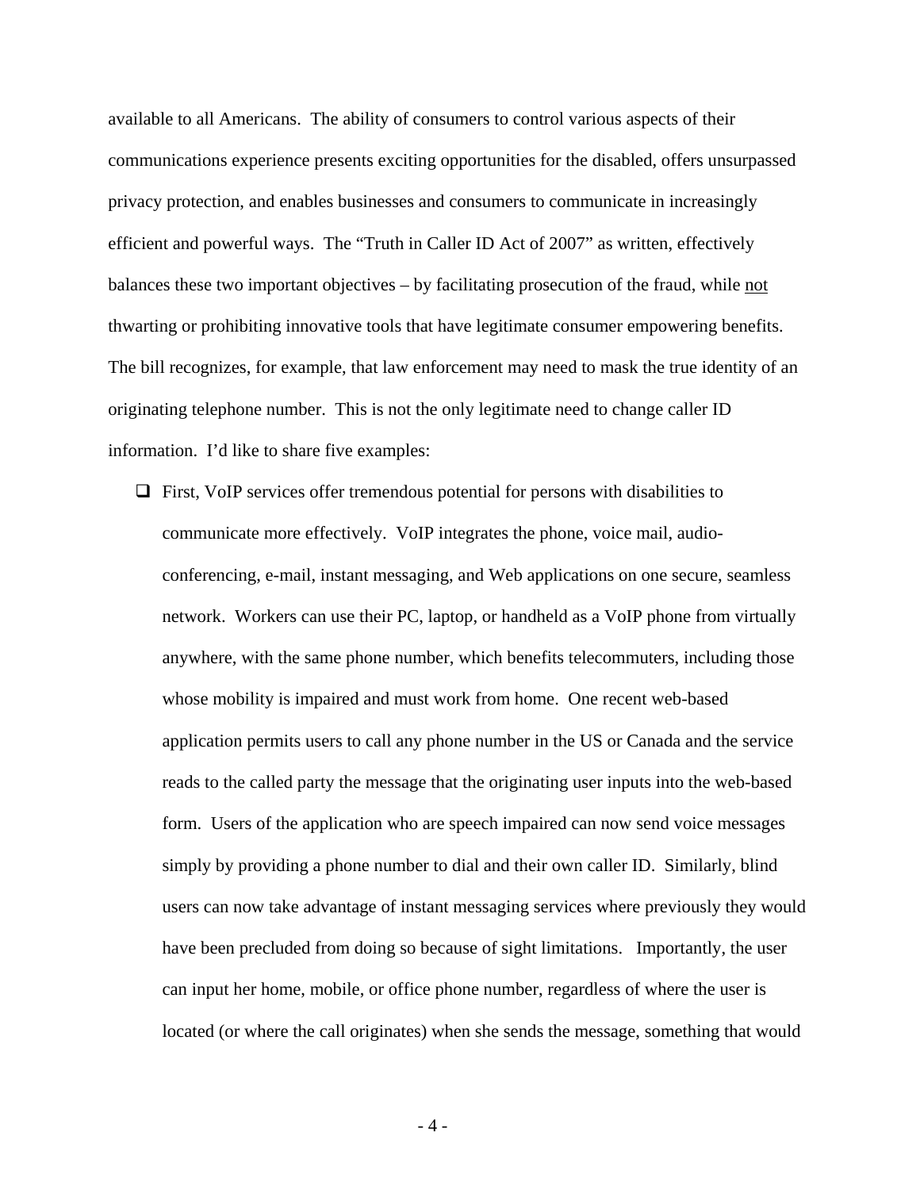available to all Americans. The ability of consumers to control various aspects of their communications experience presents exciting opportunities for the disabled, offers unsurpassed privacy protection, and enables businesses and consumers to communicate in increasingly efficient and powerful ways. The "Truth in Caller ID Act of 2007" as written, effectively balances these two important objectives – by facilitating prosecution of the fraud, while <u>not</u> thwarting or prohibiting innovative tools that have legitimate consumer empowering benefits. The bill recognizes, for example, that law enforcement may need to mask the true identity of an originating telephone number. This is not the only legitimate need to change caller ID information. I'd like to share five examples:

- First, VoIP services offer tremendous potential for persons with disabilities to communicate more effectively. VoIP integrates the phone, voice mail, audio-conferencing, e-mail, instant messaging, and Web applications on one secure, seamless network. Workers can use their PC, laptop, or handheld as a VoIP phone from virtually anywhere, with the same phone number, which benefits telecommuters, including those whose mobility is impaired and must work from home. One recent web-based application permits users to call any phone number in the US or Canada and the service reads to the called party the message that the originating user inputs into the web-based form. Users of the application who are speech impaired can now send voice messages simply by providing a phone number to dial and their own caller ID. Similarly, blind users can now take advantage of instant messaging services where previously they would have been precluded from doing so because of sight limitations. Importantly, the user can input her home, mobile, or office phone number, regardless of where the user is located (or where the call originates) when she sends the message, something that would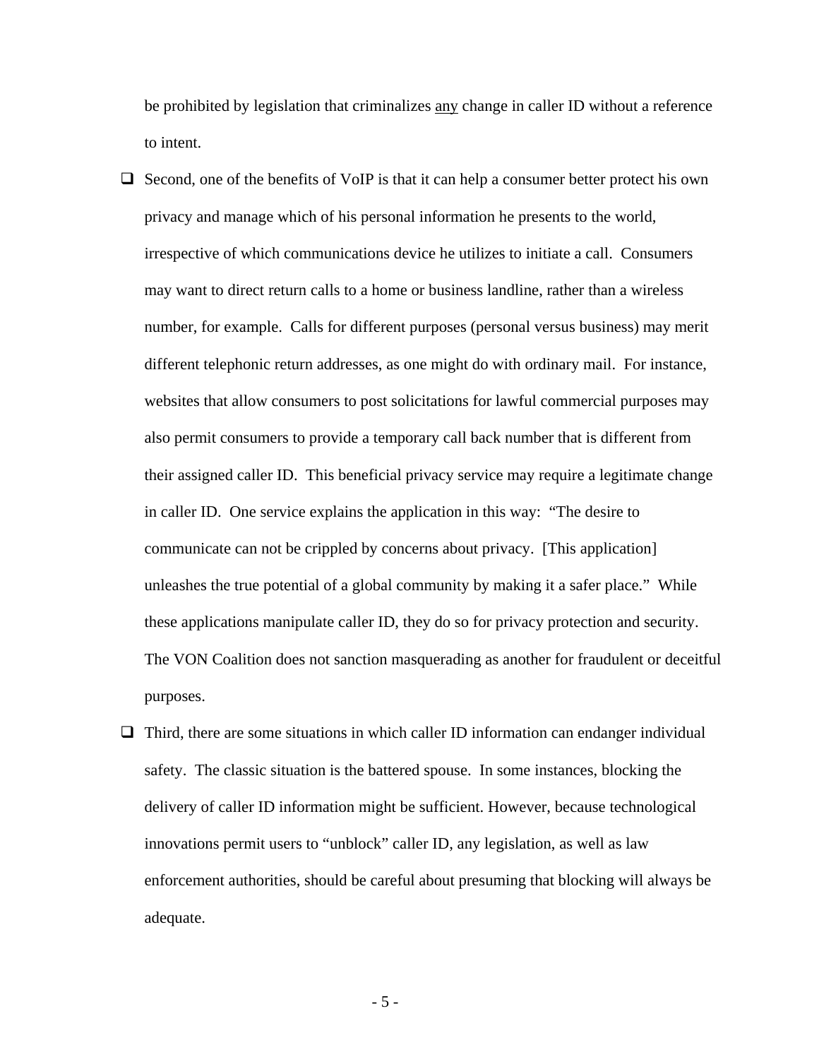be prohibited by legislation that criminalizes <u>any</u> change in caller ID without a reference to intent.

- Second, one of the benefits of VoIP is that it can help a consumer better protect his own privacy and manage which of his personal information he presents to the world, irrespective of which communications device he utilizes to initiate a call. Consumers may want to direct return calls to a home or business landline, rather than a wireless number, for example. Calls for different purposes (personal versus business) may merit different telephonic return addresses, as one might do with ordinary mail. For instance, websites that allow consumers to post solicitations for lawful commercial purposes may also permit consumers to provide a temporary call back number that is different from their assigned caller ID. This beneficial privacy service may require a legitimate change in caller ID. One service explains the application in this way: "The desire to communicate can not be crippled by concerns about privacy. [This application] unleashes the true potential of a global community by making it a safer place." While these applications manipulate caller ID, they do so for privacy protection and security. The VON Coalition does not sanction masquerading as another for fraudulent or deceitful purposes.

- Third, there are some situations in which caller ID information can endanger individual safety. The classic situation is the battered spouse. In some instances, blocking the delivery of caller ID information might be sufficient. However, because technological innovations permit users to "unblock" caller ID, any legislation, as well as law enforcement authorities, should be careful about presuming that blocking will always be adequate.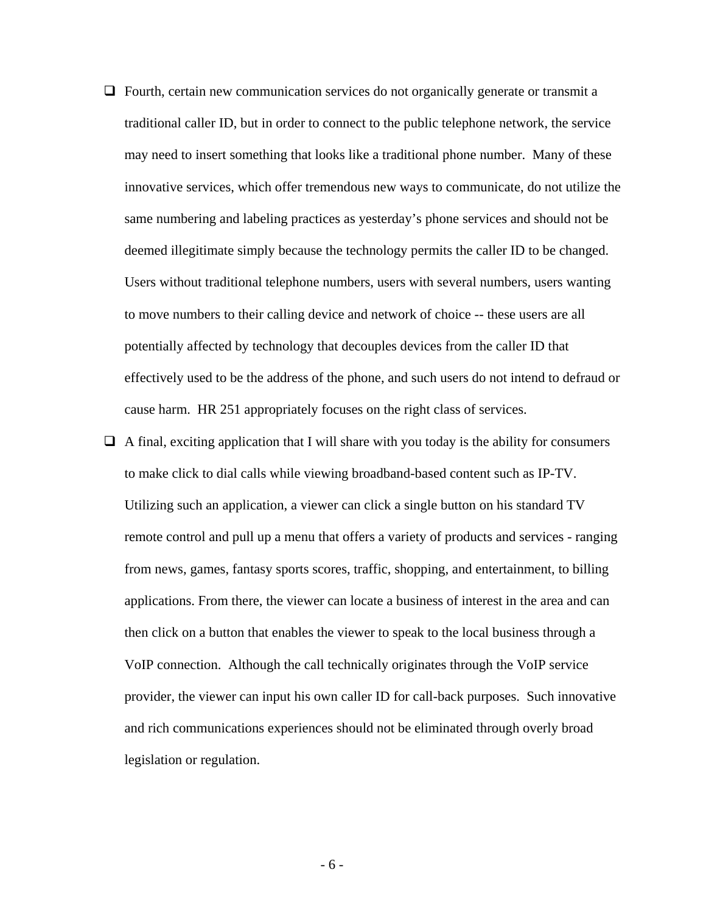- Fourth, certain new communication services do not organically generate or transmit a traditional caller ID, but in order to connect to the public telephone network, the service may need to insert something that looks like a traditional phone number. Many of these innovative services, which offer tremendous new ways to communicate, do not utilize the same numbering and labeling practices as yesterday's phone services and should not be deemed illegitimate simply because the technology permits the caller ID to be changed. Users without traditional telephone numbers, users with several numbers, users wanting to move numbers to their calling device and network of choice -- these users are all potentially affected by technology that decouples devices from the caller ID that effectively used to be the address of the phone, and such users do not intend to defraud or cause harm. HR 251 appropriately focuses on the right class of services.
- A final, exciting application that I will share with you today is the ability for consumers to make click to dial calls while viewing broadband-based content such as IP-TV. Utilizing such an application, a viewer can click a single button on his standard TV remote control and pull up a menu that offers a variety of products and services - ranging from news, games, fantasy sports scores, traffic, shopping, and entertainment, to billing applications. From there, the viewer can locate a business of interest in the area and can then click on a button that enables the viewer to speak to the local business through a VoIP connection. Although the call technically originates through the VoIP service provider, the viewer can input his own caller ID for call-back purposes. Such innovative and rich communications experiences should not be eliminated through overly broad legislation or regulation.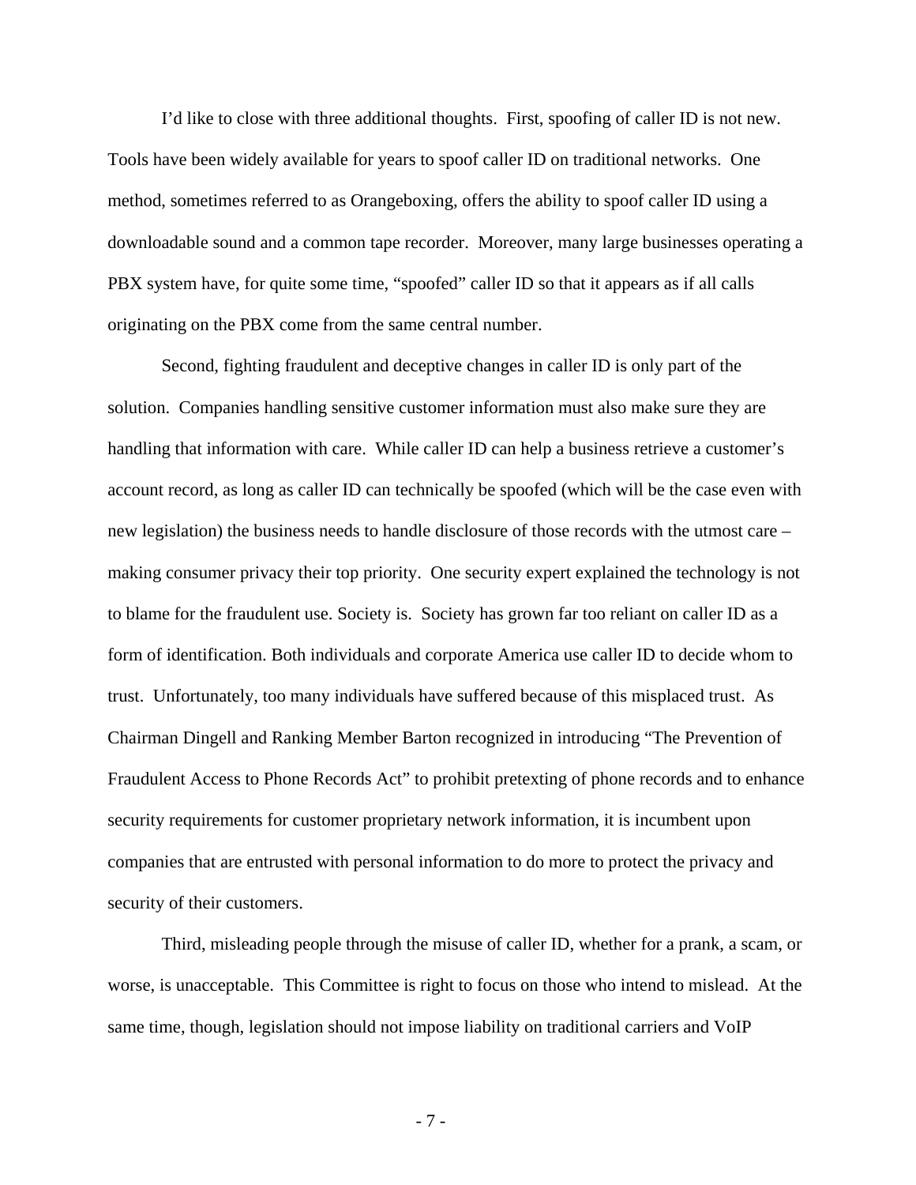I'd like to close with three additional thoughts. First, spoofing of caller ID is not new. Tools have been widely available for years to spoof caller ID on traditional networks. One method, sometimes referred to as Orangeboxing, offers the ability to spoof caller ID using a downloadable sound and a common tape recorder. Moreover, many large businesses operating a PBX system have, for quite some time, "spoofed" caller ID so that it appears as if all calls originating on the PBX come from the same central number.

Second, fighting fraudulent and deceptive changes in caller ID is only part of the solution. Companies handling sensitive customer information must also make sure they are handling that information with care. While caller ID can help a business retrieve a customer's account record, as long as caller ID can technically be spoofed (which will be the case even with new legislation) the business needs to handle disclosure of those records with the utmost care – making consumer privacy their top priority. One security expert explained the technology is not to blame for the fraudulent use. Society is. Society has grown far too reliant on caller ID as a form of identification. Both individuals and corporate America use caller ID to decide whom to trust. Unfortunately, too many individuals have suffered because of this misplaced trust. As Chairman Dingell and Ranking Member Barton recognized in introducing "The Prevention of Fraudulent Access to Phone Records Act" to prohibit pretexting of phone records and to enhance security requirements for customer proprietary network information, it is incumbent upon companies that are entrusted with personal information to do more to protect the privacy and security of their customers.

Third, misleading people through the misuse of caller ID, whether for a prank, a scam, or worse, is unacceptable. This Committee is right to focus on those who intend to mislead. At the same time, though, legislation should not impose liability on traditional carriers and VoIP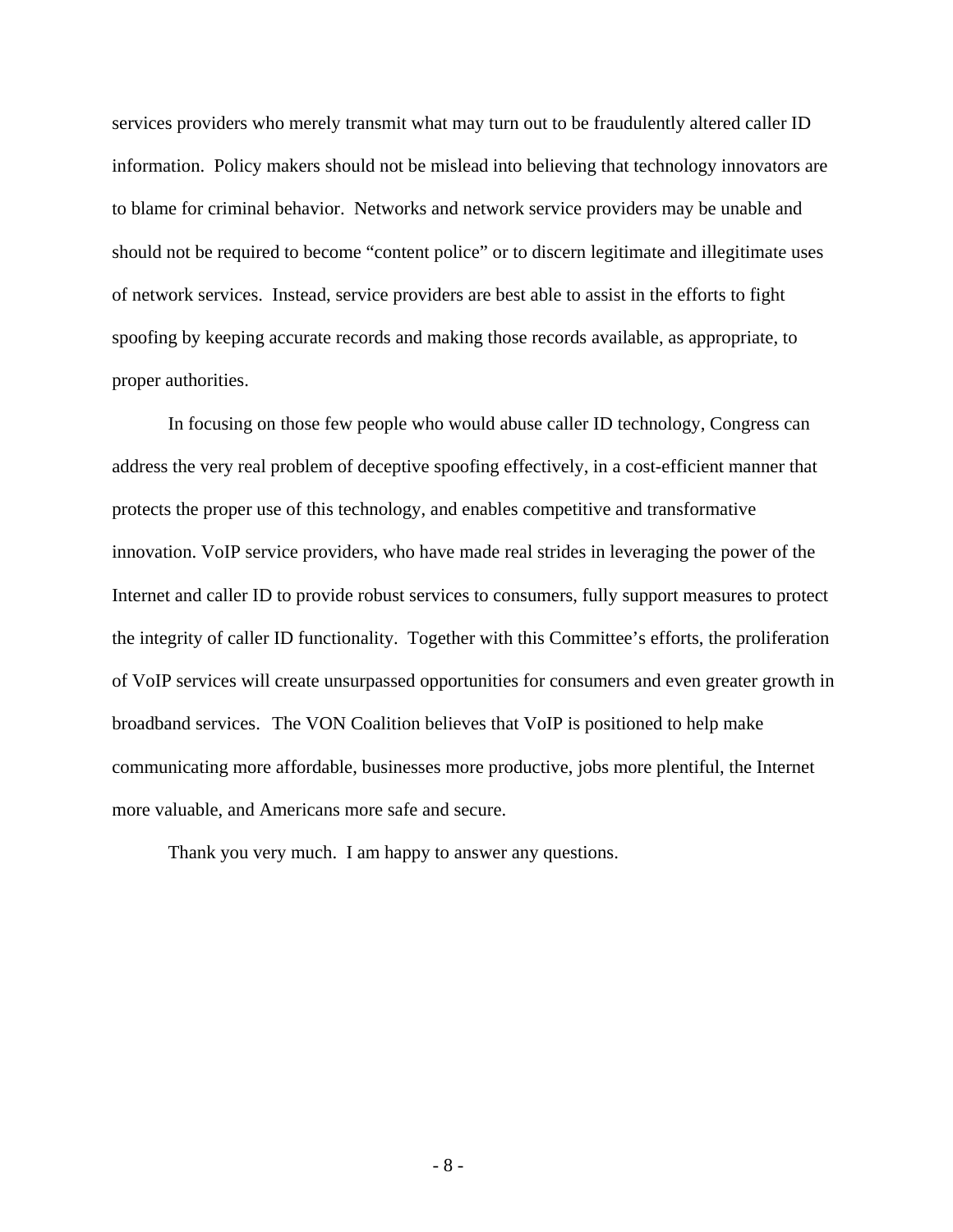services providers who merely transmit what may turn out to be fraudulently altered caller ID information. Policy makers should not be mislead into believing that technology innovators are to blame for criminal behavior. Networks and network service providers may be unable and should not be required to become "content police" or to discern legitimate and illegitimate uses of network services. Instead, service providers are best able to assist in the efforts to fight spoofing by keeping accurate records and making those records available, as appropriate, to proper authorities.

In focusing on those few people who would abuse caller ID technology, Congress can address the very real problem of deceptive spoofing effectively, in a cost-efficient manner that protects the proper use of this technology, and enables competitive and transformative innovation. VoIP service providers, who have made real strides in leveraging the power of the Internet and caller ID to provide robust services to consumers, fully support measures to protect the integrity of caller ID functionality. Together with this Committee's efforts, the proliferation of VoIP services will create unsurpassed opportunities for consumers and even greater growth in broadband services. The VON Coalition believes that VoIP is positioned to help make communicating more affordable, businesses more productive, jobs more plentiful, the Internet more valuable, and Americans more safe and secure.

Thank you very much. I am happy to answer any questions.